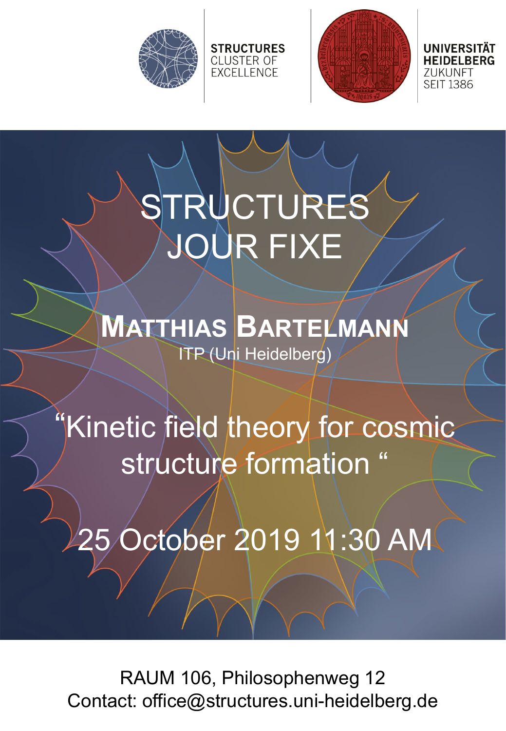STRUCTURES
CLUSTER OF
EXCELLENCE

UNIVERSITÄT
HEIDELBERG
ZUKUNFT
SEIT 1386

# STRUCTURES JOUR FIXE

## Matthias Bartelmann

ITP (Uni Heidelberg)

"Kinetic field theory for cosmic structure formation "

25 October 2019 11:30 AM

RAUM 106, Philosophenweg 12
Contact: office@structures.uni-heidelberg.de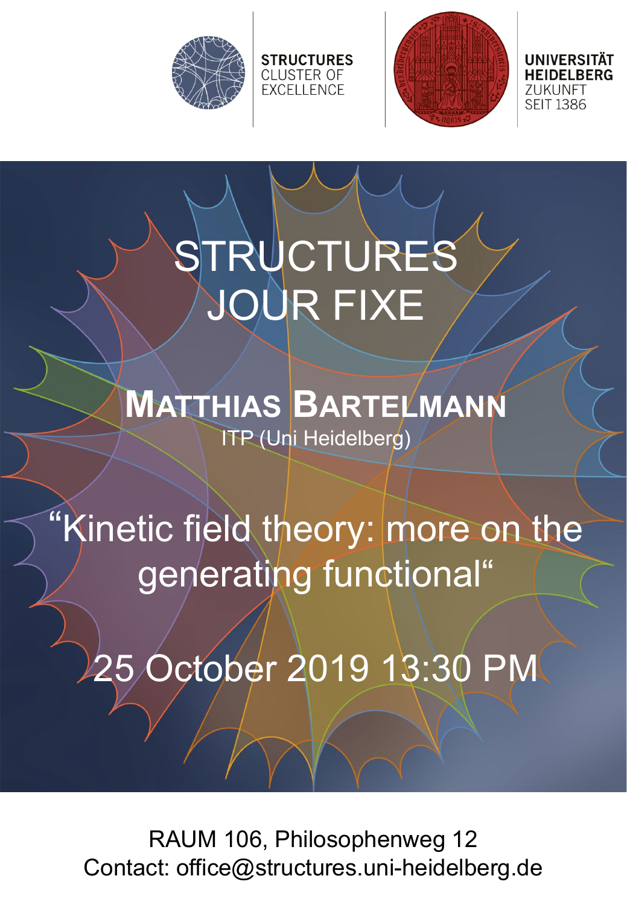STRUCTURES
CLUSTER OF
EXCELLENCE

UNIVERSITÄT
HEIDELBERG
ZUKUNFT
SEIT 1386

# STRUCTURES JOUR FIXE

## MATTHIAS BARTELMANN

ITP (Uni Heidelberg)

## “Kinetic field theory: more on the generating functional“

25 October 2019 13:30 PM

RAUM 106, Philosophenweg 12

Contact: office@structures.uni-heidelberg.de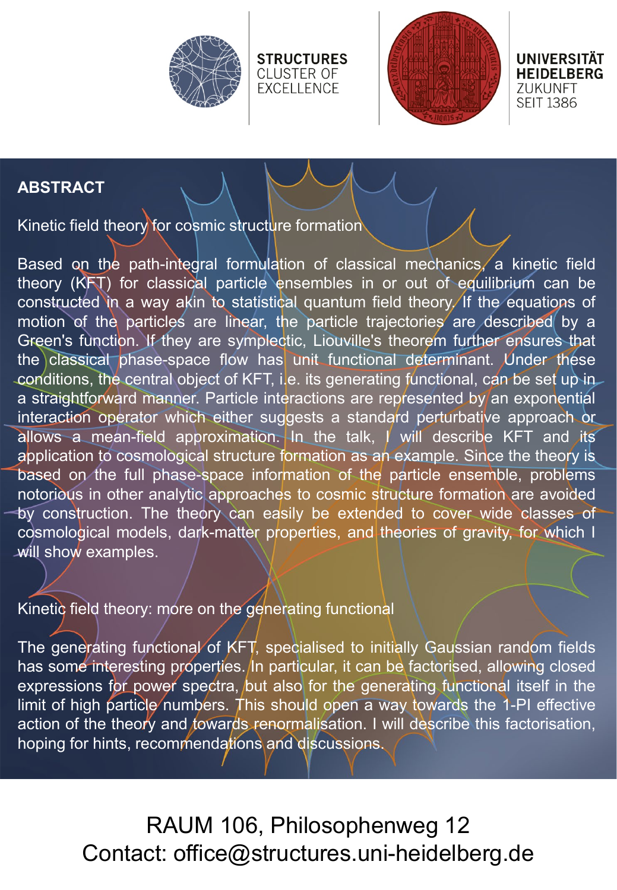STRUCTURES CLUSTER OF EXCELLENCE

UNIVERSITÄT HEIDELBERG ZUKUNFT SEIT 1386

## ABSTRACT

Kinetic field theory for cosmic structure formation

Based on the path-integral formulation of classical mechanics, a kinetic field theory (KFT) for classical particle ensembles in or out of equilibrium can be constructed in a way akin to statistical quantum field theory. If the equations of motion of the particles are linear, the particle trajectories are described by a Green's function. If they are symplectic, Liouville's theorem further ensures that the classical phase-space flow has unit functional determinant. Under these conditions, the central object of KFT, i.e. its generating functional, can be set up in a straightforward manner. Particle interactions are represented by an exponential interaction operator which either suggests a standard perturbative approach or allows a mean-field approximation. In the talk, I will describe KFT and its application to cosmological structure formation as an example. Since the theory is based on the full phase-space information of the particle ensemble, problems notorious in other analytic approaches to cosmic structure formation are avoided by construction. The theory can easily be extended to cover wide classes of cosmological models, dark-matter properties, and theories of gravity, for which I will show examples.

Kinetic field theory: more on the generating functional

The generating functional of KFT, specialised to initially Gaussian random fields has some interesting properties. In particular, it can be factorised, allowing closed expressions for power spectra, but also for the generating functional itself in the limit of high particle numbers. This should open a way towards the 1-PI effective action of the theory and towards renormalisation. I will describe this factorisation, hoping for hints, recommendations and discussions.

RAUM 106, Philosophenweg 12
Contact: office@structures.uni-heidelberg.de